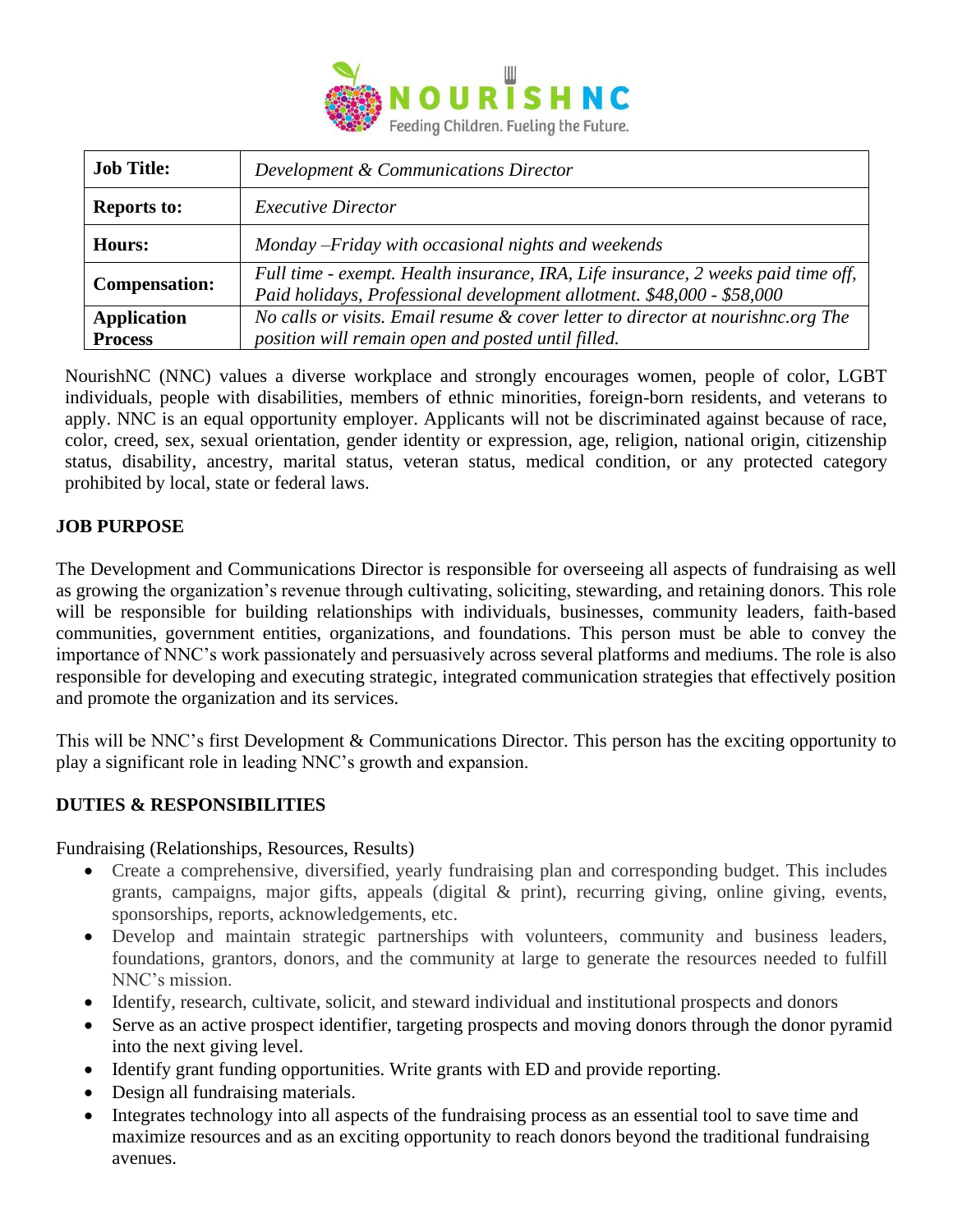NOURISHNC
Feeding Children. Fueling the Future.

| **Job Title:** | *Development & Communications Director* |
|---|---|
| **Reports to:** | *Executive Director* |
| **Hours:** | *Monday –Friday with occasional nights and weekends* |
| **Compensation:** | *Full time - exempt. Health insurance, IRA, Life insurance, 2 weeks paid time off, Paid holidays, Professional development allotment. $48,000 - $58,000* |
| **Application Process** | *No calls or visits. Email resume & cover letter to director at nourishnc.org The position will remain open and posted until filled.* |

NourishNC (NNC) values a diverse workplace and strongly encourages women, people of color, LGBT individuals, people with disabilities, members of ethnic minorities, foreign-born residents, and veterans to apply. NNC is an equal opportunity employer. Applicants will not be discriminated against because of race, color, creed, sex, sexual orientation, gender identity or expression, age, religion, national origin, citizenship status, disability, ancestry, marital status, veteran status, medical condition, or any protected category prohibited by local, state or federal laws.

## JOB PURPOSE

The Development and Communications Director is responsible for overseeing all aspects of fundraising as well as growing the organization's revenue through cultivating, soliciting, stewarding, and retaining donors. This role will be responsible for building relationships with individuals, businesses, community leaders, faith-based communities, government entities, organizations, and foundations. This person must be able to convey the importance of NNC's work passionately and persuasively across several platforms and mediums. The role is also responsible for developing and executing strategic, integrated communication strategies that effectively position and promote the organization and its services.

This will be NNC's first Development & Communications Director. This person has the exciting opportunity to play a significant role in leading NNC's growth and expansion.

## DUTIES & RESPONSIBILITIES

Fundraising (Relationships, Resources, Results)

- Create a comprehensive, diversified, yearly fundraising plan and corresponding budget. This includes grants, campaigns, major gifts, appeals (digital & print), recurring giving, online giving, events, sponsorships, reports, acknowledgements, etc.
- Develop and maintain strategic partnerships with volunteers, community and business leaders, foundations, grantors, donors, and the community at large to generate the resources needed to fulfill NNC's mission.
- Identify, research, cultivate, solicit, and steward individual and institutional prospects and donors
- Serve as an active prospect identifier, targeting prospects and moving donors through the donor pyramid into the next giving level.
- Identify grant funding opportunities. Write grants with ED and provide reporting.
- Design all fundraising materials.
- Integrates technology into all aspects of the fundraising process as an essential tool to save time and maximize resources and as an exciting opportunity to reach donors beyond the traditional fundraising avenues.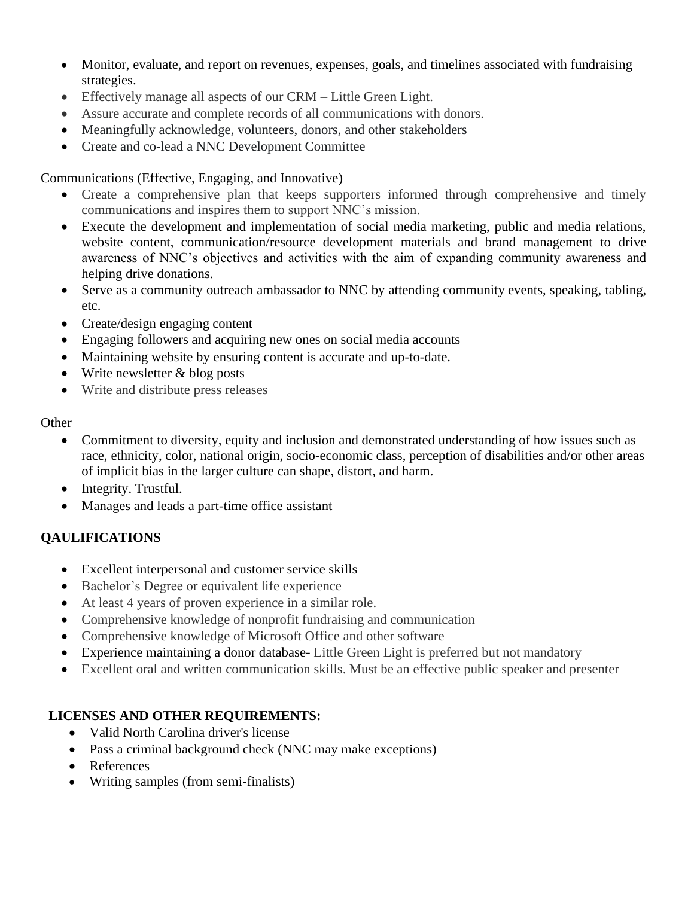- Monitor, evaluate, and report on revenues, expenses, goals, and timelines associated with fundraising strategies.
- Effectively manage all aspects of our CRM – Little Green Light.
- Assure accurate and complete records of all communications with donors.
- Meaningfully acknowledge, volunteers, donors, and other stakeholders
- Create and co-lead a NNC Development Committee

Communications (Effective, Engaging, and Innovative)

- Create a comprehensive plan that keeps supporters informed through comprehensive and timely communications and inspires them to support NNC's mission.
- Execute the development and implementation of social media marketing, public and media relations, website content, communication/resource development materials and brand management to drive awareness of NNC's objectives and activities with the aim of expanding community awareness and helping drive donations.
- Serve as a community outreach ambassador to NNC by attending community events, speaking, tabling, etc.
- Create/design engaging content
- Engaging followers and acquiring new ones on social media accounts
- Maintaining website by ensuring content is accurate and up-to-date.
- Write newsletter & blog posts
- Write and distribute press releases

Other

- Commitment to diversity, equity and inclusion and demonstrated understanding of how issues such as race, ethnicity, color, national origin, socio-economic class, perception of disabilities and/or other areas of implicit bias in the larger culture can shape, distort, and harm.
- Integrity. Trustful.
- Manages and leads a part-time office assistant

**QAULIFICATIONS**

- Excellent interpersonal and customer service skills
- Bachelor's Degree or equivalent life experience
- At least 4 years of proven experience in a similar role.
- Comprehensive knowledge of nonprofit fundraising and communication
- Comprehensive knowledge of Microsoft Office and other software
- Experience maintaining a donor database- Little Green Light is preferred but not mandatory
- Excellent oral and written communication skills. Must be an effective public speaker and presenter

**LICENSES AND OTHER REQUIREMENTS:**

- Valid North Carolina driver's license
- Pass a criminal background check (NNC may make exceptions)
- References
- Writing samples (from semi-finalists)